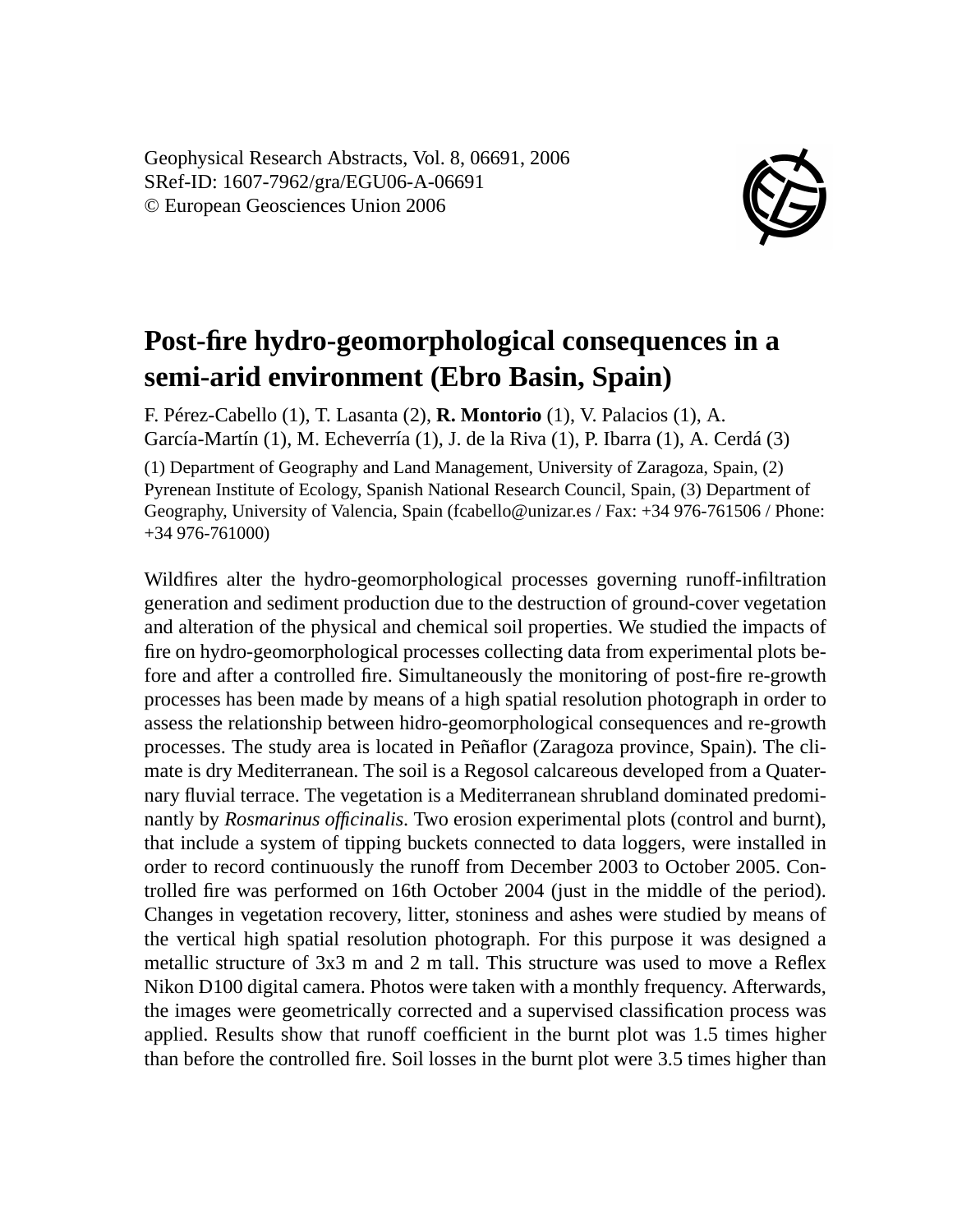Geophysical Research Abstracts, Vol. 8, 06691, 2006
SRef-ID: 1607-7962/gra/EGU06-A-06691
© European Geosciences Union 2006

# Post-fire hydro-geomorphological consequences in a semi-arid environment (Ebro Basin, Spain)

F. Pérez-Cabello (1), T. Lasanta (2), **R. Montorio** (1), V. Palacios (1), A. García-Martín (1), M. Echeverría (1), J. de la Riva (1), P. Ibarra (1), A. Cerdá (3)

(1) Department of Geography and Land Management, University of Zaragoza, Spain, (2) Pyrenean Institute of Ecology, Spanish National Research Council, Spain, (3) Department of Geography, University of Valencia, Spain (fcabello@unizar.es / Fax: +34 976-761506 / Phone: +34 976-761000)

Wildfires alter the hydro-geomorphological processes governing runoff-infiltration generation and sediment production due to the destruction of ground-cover vegetation and alteration of the physical and chemical soil properties. We studied the impacts of fire on hydro-geomorphological processes collecting data from experimental plots before and after a controlled fire. Simultaneously the monitoring of post-fire re-growth processes has been made by means of a high spatial resolution photograph in order to assess the relationship between hidro-geomorphological consequences and re-growth processes. The study area is located in Peñaflor (Zaragoza province, Spain). The climate is dry Mediterranean. The soil is a Regosol calcareous developed from a Quaternary fluvial terrace. The vegetation is a Mediterranean shrubland dominated predominantly by *Rosmarinus officinalis*. Two erosion experimental plots (control and burnt), that include a system of tipping buckets connected to data loggers, were installed in order to record continuously the runoff from December 2003 to October 2005. Controlled fire was performed on 16th October 2004 (just in the middle of the period). Changes in vegetation recovery, litter, stoniness and ashes were studied by means of the vertical high spatial resolution photograph. For this purpose it was designed a metallic structure of 3x3 m and 2 m tall. This structure was used to move a Reflex Nikon D100 digital camera. Photos were taken with a monthly frequency. Afterwards, the images were geometrically corrected and a supervised classification process was applied. Results show that runoff coefficient in the burnt plot was 1.5 times higher than before the controlled fire. Soil losses in the burnt plot were 3.5 times higher than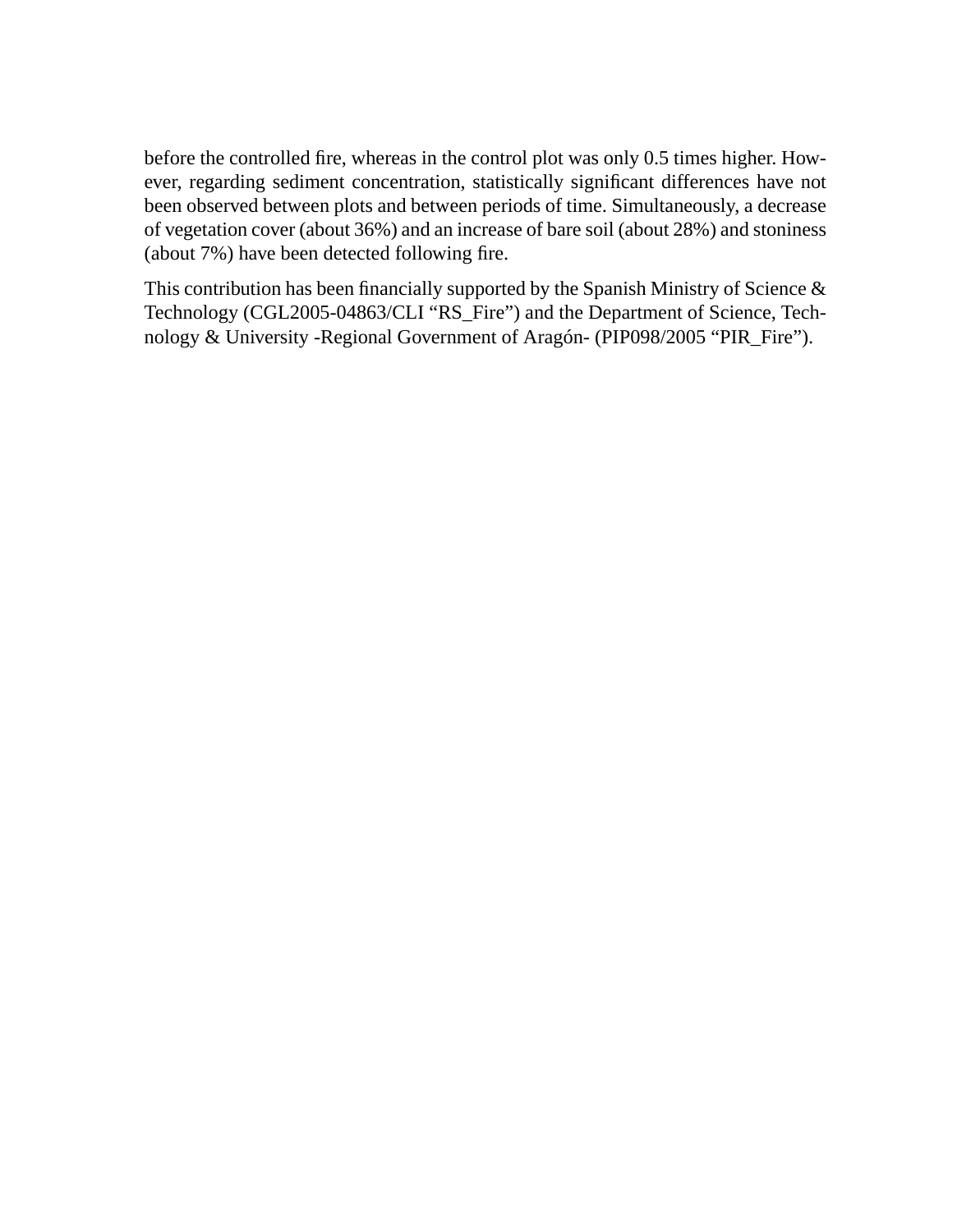before the controlled fire, whereas in the control plot was only 0.5 times higher. However, regarding sediment concentration, statistically significant differences have not been observed between plots and between periods of time. Simultaneously, a decrease of vegetation cover (about 36%) and an increase of bare soil (about 28%) and stoniness (about 7%) have been detected following fire.

This contribution has been financially supported by the Spanish Ministry of Science & Technology (CGL2005-04863/CLI "RS_Fire") and the Department of Science, Technology & University -Regional Government of Aragón- (PIP098/2005 "PIR_Fire").